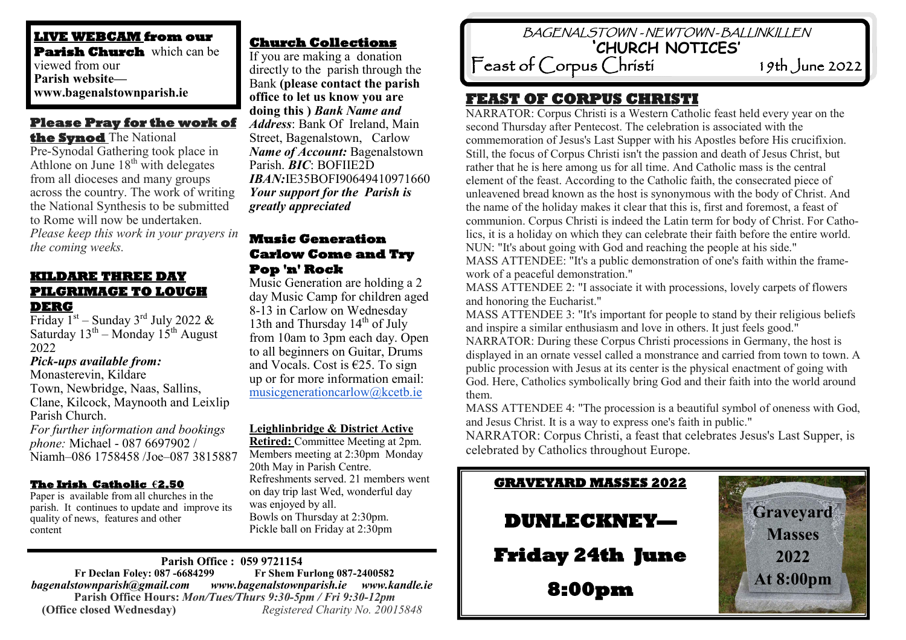# BAGENALSTOWN - NEWTOWN - BALLINKILLEN

## 'CHURCH NOTICES'

**Feast of Corpus Christi** — 19th June 2022

**LIVE WEBCAM from our Parish Church** which can be viewed from our **Parish website— www.bagenalstownparish.ie**

## Please Pray for the work of the Synod

The National Pre-Synodal Gathering took place in Athlone on June 18th with delegates from all dioceses and many groups across the country. The work of writing the National Synthesis to be submitted to Rome will now be undertaken. *Please keep this work in your prayers in the coming weeks.*

## KILDARE THREE DAY PILGRIMAGE TO LOUGH DERG

Friday 1st – Sunday 3rd July 2022 & Saturday 13th – Monday 15th August 2022

***Pick-ups available from:***
Monasterevin, Kildare Town, Newbridge, Naas, Sallins, Clane, Kilcock, Maynooth and Leixlip Parish Church.

*For further information and bookings phone:* Michael - 087 6697902 / Niamh–086 1758458 /Joe–087 3815887

## The Irish Catholic €2.50

Paper is available from all churches in the parish. It continues to update and improve its quality of news, features and other content

## Church Collections

If you are making a donation directly to the parish through the Bank **(please contact the parish office to let us know you are doing this )** ***Bank Name and Address***: Bank Of Ireland, Main Street, Bagenalstown, Carlow ***Name of Account:*** Bagenalstown Parish. ***BIC***: BOFIIE2D ***IBAN:***IE35BOFI90649410971660 ***Your support for the Parish is greatly appreciated***

## Music Generation Carlow Come and Try Pop 'n' Rock

Music Generation are holding a 2 day Music Camp for children aged 8-13 in Carlow on Wednesday 13th and Thursday 14th of July from 10am to 3pm each day. Open to all beginners on Guitar, Drums and Vocals. Cost is €25. To sign up or for more information email: musicgenerationcarlow@kcetb.ie

**Leighlinbridge & District Active Retired:** Committee Meeting at 2pm. Members meeting at 2:30pm Monday 20th May in Parish Centre. Refreshments served. 21 members went on day trip last Wed, wonderful day was enjoyed by all.
Bowls on Thursday at 2:30pm.
Pickle ball on Friday at 2:30pm

## FEAST OF CORPUS CHRISTI

NARRATOR: Corpus Christi is a Western Catholic feast held every year on the second Thursday after Pentecost. The celebration is associated with the commemoration of Jesus's Last Supper with his Apostles before His crucifixion. Still, the focus of Corpus Christi isn't the passion and death of Jesus Christ, but rather that he is here among us for all time. And Catholic mass is the central element of the feast. According to the Catholic faith, the consecrated piece of unleavened bread known as the host is synonymous with the body of Christ. And the name of the holiday makes it clear that this is, first and foremost, a feast of communion. Corpus Christi is indeed the Latin term for body of Christ. For Catholics, it is a holiday on which they can celebrate their faith before the entire world.

NUN: "It's about going with God and reaching the people at his side."

MASS ATTENDEE: "It's a public demonstration of one's faith within the framework of a peaceful demonstration."

MASS ATTENDEE 2: "I associate it with processions, lovely carpets of flowers and honoring the Eucharist."

MASS ATTENDEE 3: "It's important for people to stand by their religious beliefs and inspire a similar enthusiasm and love in others. It just feels good."

NARRATOR: During these Corpus Christi processions in Germany, the host is displayed in an ornate vessel called a monstrance and carried from town to town. A public procession with Jesus at its center is the physical enactment of going with God. Here, Catholics symbolically bring God and their faith into the world around them.

MASS ATTENDEE 4: "The procession is a beautiful symbol of oneness with God, and Jesus Christ. It is a way to express one's faith in public."

NARRATOR: Corpus Christi, a feast that celebrates Jesus's Last Supper, is celebrated by Catholics throughout Europe.

## GRAVEYARD MASSES 2022

**DUNLECKNEY—**

**Friday 24th June**

**8:00pm**

Graveyard Masses 2022 At 8:00pm

**Parish Office : 059 9721154**
**Fr Declan Foley: 087 -6684299** **Fr Shem Furlong 087-2400582**
***bagenalstownparish@gmail.com www.bagenalstownparish.ie www.kandle.ie***
**Parish Office Hours:** *Mon/Tues/Thurs 9:30-5pm / Fri 9:30-12pm*
**(Office closed Wednesday)** *Registered Charity No. 20015848*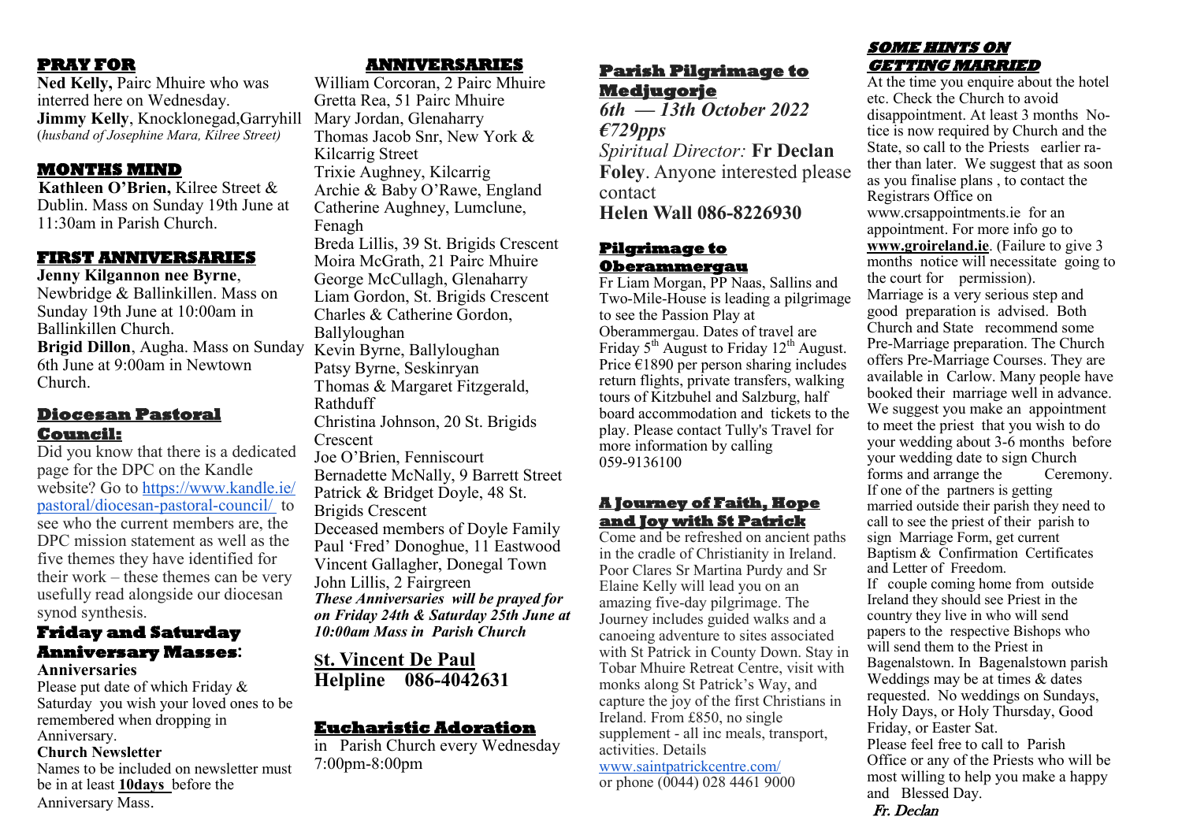## PRAY FOR

**Ned Kelly,** Pairc Mhuire who was interred here on Wednesday.
**Jimmy Kelly**, Knocklonegad,Garryhill (*husband of Josephine Mara, Kilree Street)*

## MONTHS MIND

**Kathleen O'Brien,** Kilree Street & Dublin. Mass on Sunday 19th June at 11:30am in Parish Church.

## FIRST ANNIVERSARIES

**Jenny Kilgannon nee Byrne**, Newbridge & Ballinkillen. Mass on Sunday 19th June at 10:00am in Ballinkillen Church.
**Brigid Dillon**, Augha. Mass on Sunday 6th June at 9:00am in Newtown Church.

## Diocesan Pastoral Council:

Did you know that there is a dedicated page for the DPC on the Kandle website? Go to https://www.kandle.ie/pastoral/diocesan-pastoral-council/ to see who the current members are, the DPC mission statement as well as the five themes they have identified for their work – these themes can be very usefully read alongside our diocesan synod synthesis.

## Friday and Saturday Anniversary Masses:

**Anniversaries**
Please put date of which Friday & Saturday you wish your loved ones to be remembered when dropping in Anniversary.
**Church Newsletter**
Names to be included on newsletter must be in at least **10days** before the Anniversary Mass.

## ANNIVERSARIES

William Corcoran, 2 Pairc Mhuire
Gretta Rea, 51 Pairc Mhuire
Mary Jordan, Glenaharry
Thomas Jacob Snr, New York & Kilcarrig Street
Trixie Aughney, Kilcarrig
Archie & Baby O'Rawe, England
Catherine Aughney, Lumclune, Fenagh
Breda Lillis, 39 St. Brigids Crescent
Moira McGrath, 21 Pairc Mhuire
George McCullagh, Glenaharry
Liam Gordon, St. Brigids Crescent
Charles & Catherine Gordon, Ballyloughan
Kevin Byrne, Ballyloughan
Patsy Byrne, Seskinryan
Thomas & Margaret Fitzgerald, Rathduff
Christina Johnson, 20 St. Brigids Crescent
Joe O'Brien, Fenniscourt
Bernadette McNally, 9 Barrett Street
Patrick & Bridget Doyle, 48 St. Brigids Crescent
Deceased members of Doyle Family
Paul 'Fred' Donoghue, 11 Eastwood
Vincent Gallagher, Donegal Town
John Lillis, 2 Fairgreen
***These Anniversaries will be prayed for on Friday 24th & Saturday 25th June at 10:00am Mass in Parish Church***

## St. Vincent De Paul Helpline 086-4042631

## Eucharistic Adoration

in Parish Church every Wednesday 7:00pm-8:00pm

## Parish Pilgrimage to Medjugorje

*6th — 13th October 2022*
*€729pps*
*Spiritual Director:* **Fr Declan Foley**. Anyone interested please contact
**Helen Wall 086-8226930**

## Pilgrimage to Oberammergau

Fr Liam Morgan, PP Naas, Sallins and Two-Mile-House is leading a pilgrimage to see the Passion Play at Oberammergau. Dates of travel are Friday 5th August to Friday 12th August. Price €1890 per person sharing includes return flights, private transfers, walking tours of Kitzbuhel and Salzburg, half board accommodation and tickets to the play. Please contact Tully's Travel for more information by calling 059-9136100

## A Journey of Faith, Hope and Joy with St Patrick

Come and be refreshed on ancient paths in the cradle of Christianity in Ireland. Poor Clares Sr Martina Purdy and Sr Elaine Kelly will lead you on an amazing five-day pilgrimage. The Journey includes guided walks and a canoeing adventure to sites associated with St Patrick in County Down. Stay in Tobar Mhuire Retreat Centre, visit with monks along St Patrick's Way, and capture the joy of the first Christians in Ireland. From £850, no single supplement - all inc meals, transport, activities. Details
www.saintpatrickcentre.com/
or phone (0044) 028 4461 9000

## SOME HINTS ON GETTING MARRIED

At the time you enquire about the hotel etc. Check the Church to avoid disappointment. At least 3 months Notice is now required by Church and the State, so call to the Priests earlier rather than later. We suggest that as soon as you finalise plans , to contact the Registrars Office on www.crsappointments.ie for an appointment. For more info go to **www.groireland.ie**. (Failure to give 3 months notice will necessitate going to the court for permission).
Marriage is a very serious step and good preparation is advised. Both Church and State recommend some Pre-Marriage preparation. The Church offers Pre-Marriage Courses. They are available in Carlow. Many people have booked their marriage well in advance. We suggest you make an appointment to meet the priest that you wish to do your wedding about 3-6 months before your wedding date to sign Church forms and arrange the Ceremony.
If one of the partners is getting married outside their parish they need to call to see the priest of their parish to sign Marriage Form, get current Baptism & Confirmation Certificates and Letter of Freedom.
If couple coming home from outside Ireland they should see Priest in the country they live in who will send papers to the respective Bishops who will send them to the Priest in Bagenalstown. In Bagenalstown parish Weddings may be at times & dates requested. No weddings on Sundays, Holy Days, or Holy Thursday, Good Friday, or Easter Sat.
Please feel free to call to Parish Office or any of the Priests who will be most willing to help you make a happy and Blessed Day.
*Fr. Declan*